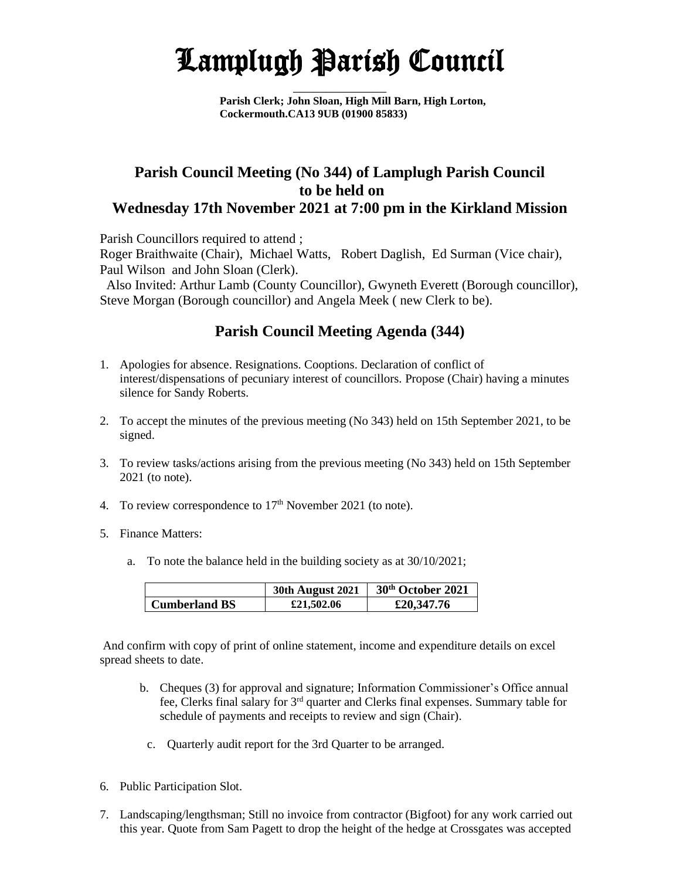# Lamplugh Parish Council

**Parish Clerk; John Sloan, High Mill Barn, High Lorton, Cockermouth.CA13 9UB (01900 85833)**

## Parish Council Meeting (No 344) of Lamplugh Parish Council to be held on Wednesday 17th November 2021 at 7:00 pm in the Kirkland Mission

Parish Councillors required to attend ;
Roger Braithwaite (Chair), Michael Watts, Robert Daglish, Ed Surman (Vice chair), Paul Wilson and John Sloan (Clerk).
Also Invited: Arthur Lamb (County Councillor), Gwyneth Everett (Borough councillor), Steve Morgan (Borough councillor) and Angela Meek ( new Clerk to be).

## Parish Council Meeting Agenda (344)

1. Apologies for absence. Resignations. Cooptions. Declaration of conflict of interest/dispensations of pecuniary interest of councillors. Propose (Chair) having a minutes silence for Sandy Roberts.

2. To accept the minutes of the previous meeting (No 343) held on 15th September 2021, to be signed.

3. To review tasks/actions arising from the previous meeting (No 343) held on 15th September 2021 (to note).

4. To review correspondence to 17th November 2021 (to note).

5. Finance Matters:

   a. To note the balance held in the building society as at 30/10/2021;

| | 30th August 2021 | 30th October 2021 |
|---|---|---|
| **Cumberland BS** | £21,502.06 | £20,347.76 |

And confirm with copy of print of online statement, income and expenditure details on excel spread sheets to date.

   b. Cheques (3) for approval and signature; Information Commissioner's Office annual fee, Clerks final salary for 3rd quarter and Clerks final expenses. Summary table for schedule of payments and receipts to review and sign (Chair).

   c. Quarterly audit report for the 3rd Quarter to be arranged.

6. Public Participation Slot.

7. Landscaping/lengthsman; Still no invoice from contractor (Bigfoot) for any work carried out this year. Quote from Sam Pagett to drop the height of the hedge at Crossgates was accepted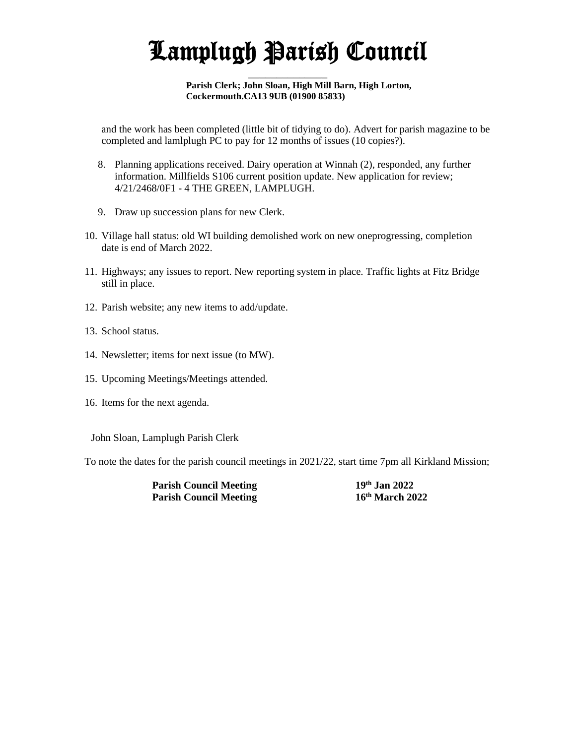# Lamplugh Parish Council

**Parish Clerk; John Sloan, High Mill Barn, High Lorton, Cockermouth.CA13 9UB (01900 85833)**

and the work has been completed (little bit of tidying to do). Advert for parish magazine to be completed and lamlplugh PC to pay for 12 months of issues (10 copies?).

8. Planning applications received. Dairy operation at Winnah (2), responded, any further information. Millfields S106 current position update. New application for review; 4/21/2468/0F1 - 4 THE GREEN, LAMPLUGH.
9. Draw up succession plans for new Clerk.
10. Village hall status: old WI building demolished work on new oneprogressing, completion date is end of March 2022.
11. Highways; any issues to report. New reporting system in place. Traffic lights at Fitz Bridge still in place.
12. Parish website; any new items to add/update.
13. School status.
14. Newsletter; items for next issue (to MW).
15. Upcoming Meetings/Meetings attended.
16. Items for the next agenda.

John Sloan, Lamplugh Parish Clerk

To note the dates for the parish council meetings in 2021/22, start time 7pm all Kirkland Mission;

| | |
|---|---|
| **Parish Council Meeting** | **19th Jan 2022** |
| **Parish Council Meeting** | **16th March 2022** |